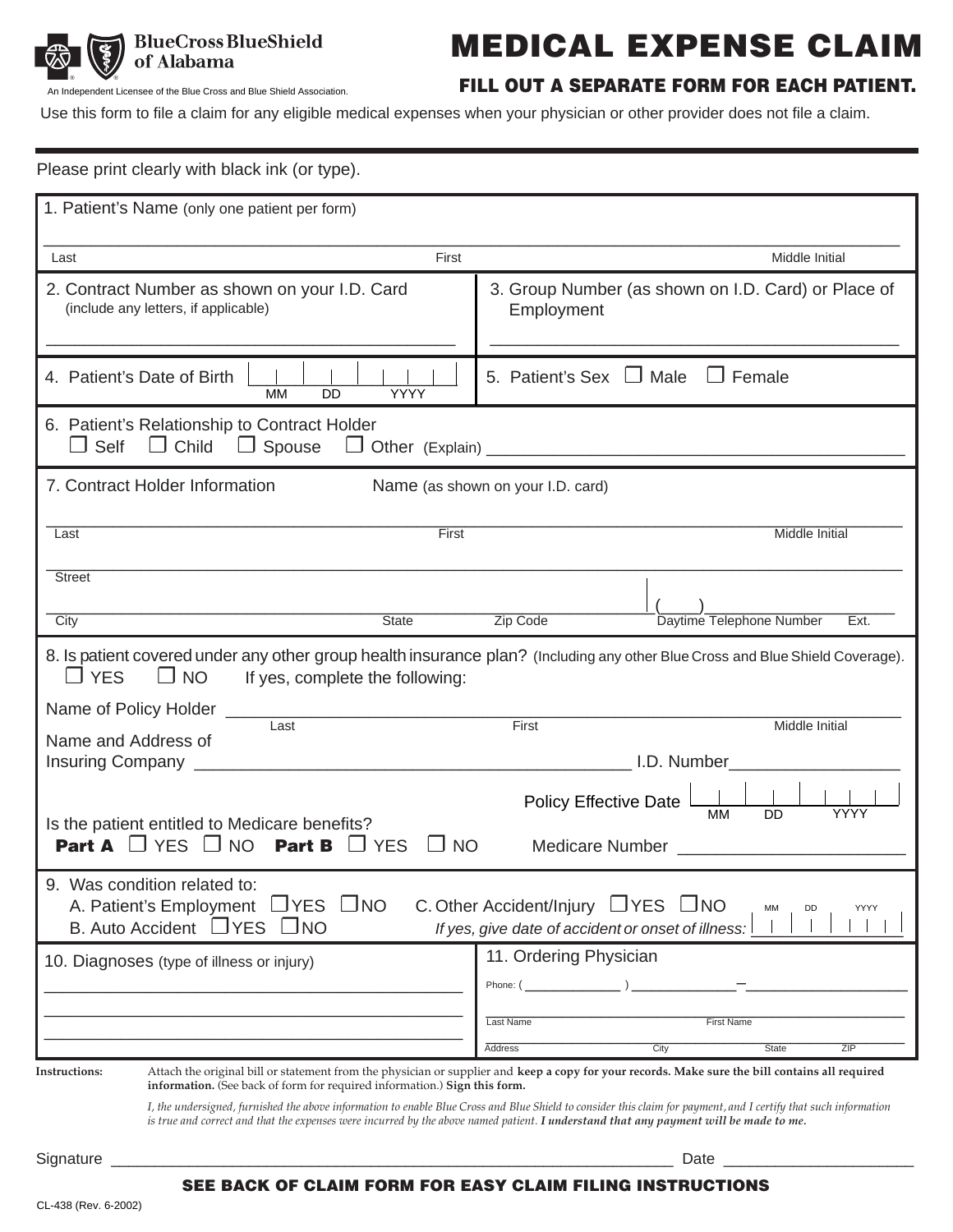BlueCross BlueShield of Alabama

An Independent Licensee of the Blue Cross and Blue Shield Association.

# MEDICAL EXPENSE CLAIM

## FILL OUT A SEPARATE FORM FOR EACH PATIENT.

Use this form to file a claim for any eligible medical expenses when your physician or other provider does not file a claim.

Please print clearly with black ink (or type).

1. Patient's Name (only one patient per form)

_______________________________________________
Last First Middle Initial

2. Contract Number as shown on your I.D. Card (include any letters, if applicable)

_______________________________________________

3. Group Number (as shown on I.D. Card) or Place of Employment

_______________________________________________

4. Patient's Date of Birth MM DD YYYY

5. Patient's Sex ☐ Male ☐ Female

6. Patient's Relationship to Contract Holder
☐ Self ☐ Child ☐ Spouse ☐ Other (Explain) _______________________

7. Contract Holder Information Name (as shown on your I.D. card)

_______________________________________________
Last First Middle Initial

_______________________________________________
Street

_______________________________________________ ( ) _______________
City State Zip Code Daytime Telephone Number Ext.

8. Is patient covered under any other group health insurance plan? (Including any other Blue Cross and Blue Shield Coverage).
☐ YES ☐ NO If yes, complete the following:

Name of Policy Holder _______________________________________________
Last First Middle Initial

Name and Address of Insuring Company _______________________________ I.D. Number_______________

Policy Effective Date MM DD YYYY

Is the patient entitled to Medicare benefits?
**Part A** ☐ YES ☐ NO **Part B** ☐ YES ☐ NO Medicare Number _______________________

9. Was condition related to:
A. Patient's Employment ☐YES ☐NO C. Other Accident/Injury ☐YES ☐NO
B. Auto Accident ☐YES ☐NO *If yes, give date of accident or onset of illness:* MM DD YYYY

10. Diagnoses (type of illness or injury)

_______________________________________________
_______________________________________________
_______________________________________________

11. Ordering Physician

Phone: ( ) _______ – _______________

_______________________________________________
Last Name First Name

_______________________________________________
Address City State ZIP

**Instructions:** Attach the original bill or statement from the physician or supplier and **keep a copy for your records. Make sure the bill contains all required information.** (See back of form for required information.) **Sign this form.**

*I, the undersigned, furnished the above information to enable Blue Cross and Blue Shield to consider this claim for payment, and I certify that such information is true and correct and that the expenses were incurred by the above named patient.* ***I understand that any payment will be made to me.***

Signature _______________________________________________ Date _______________________

**SEE BACK OF CLAIM FORM FOR EASY CLAIM FILING INSTRUCTIONS**

CL-438 (Rev. 6-2002)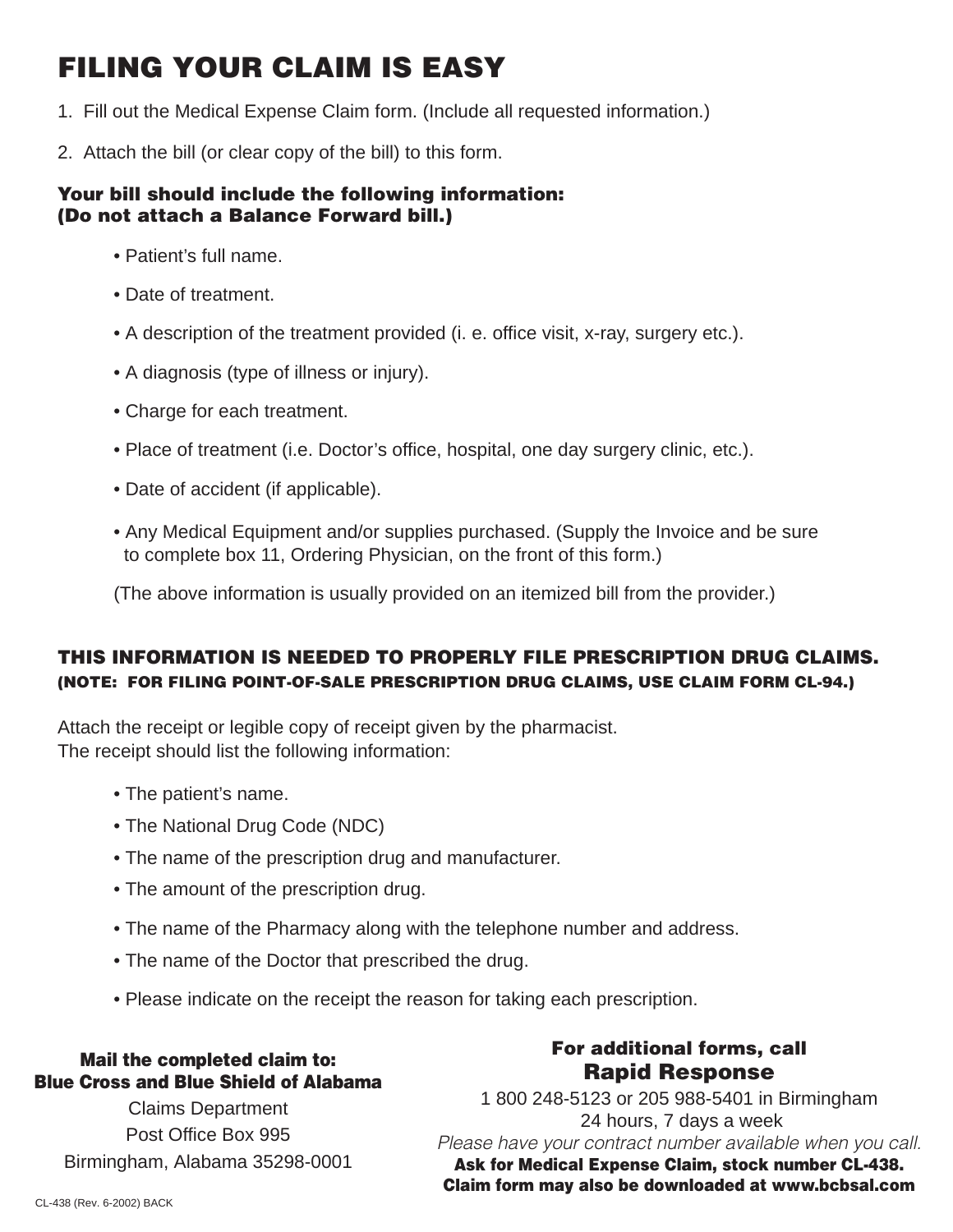# FILING YOUR CLAIM IS EASY

1. Fill out the Medical Expense Claim form. (Include all requested information.)
2. Attach the bill (or clear copy of the bill) to this form.

**Your bill should include the following information:**
**(Do not attach a Balance Forward bill.)**

- Patient's full name.
- Date of treatment.
- A description of the treatment provided (i. e. office visit, x-ray, surgery etc.).
- A diagnosis (type of illness or injury).
- Charge for each treatment.
- Place of treatment (i.e. Doctor's office, hospital, one day surgery clinic, etc.).
- Date of accident (if applicable).
- Any Medical Equipment and/or supplies purchased. (Supply the Invoice and be sure to complete box 11, Ordering Physician, on the front of this form.)

(The above information is usually provided on an itemized bill from the provider.)

**THIS INFORMATION IS NEEDED TO PROPERLY FILE PRESCRIPTION DRUG CLAIMS.**
**(NOTE: FOR FILING POINT-OF-SALE PRESCRIPTION DRUG CLAIMS, USE CLAIM FORM CL-94.)**

Attach the receipt or legible copy of receipt given by the pharmacist.
The receipt should list the following information:

- The patient's name.
- The National Drug Code (NDC)
- The name of the prescription drug and manufacturer.
- The amount of the prescription drug.
- The name of the Pharmacy along with the telephone number and address.
- The name of the Doctor that prescribed the drug.
- Please indicate on the receipt the reason for taking each prescription.

**Mail the completed claim to:**
**Blue Cross and Blue Shield of Alabama**
Claims Department
Post Office Box 995
Birmingham, Alabama 35298-0001

**For additional forms, call**
**Rapid Response**
1 800 248-5123 or 205 988-5401 in Birmingham
24 hours, 7 days a week
*Please have your contract number available when you call.*
**Ask for Medical Expense Claim, stock number CL-438.**
**Claim form may also be downloaded at www.bcbsal.com**

CL-438 (Rev. 6-2002) BACK